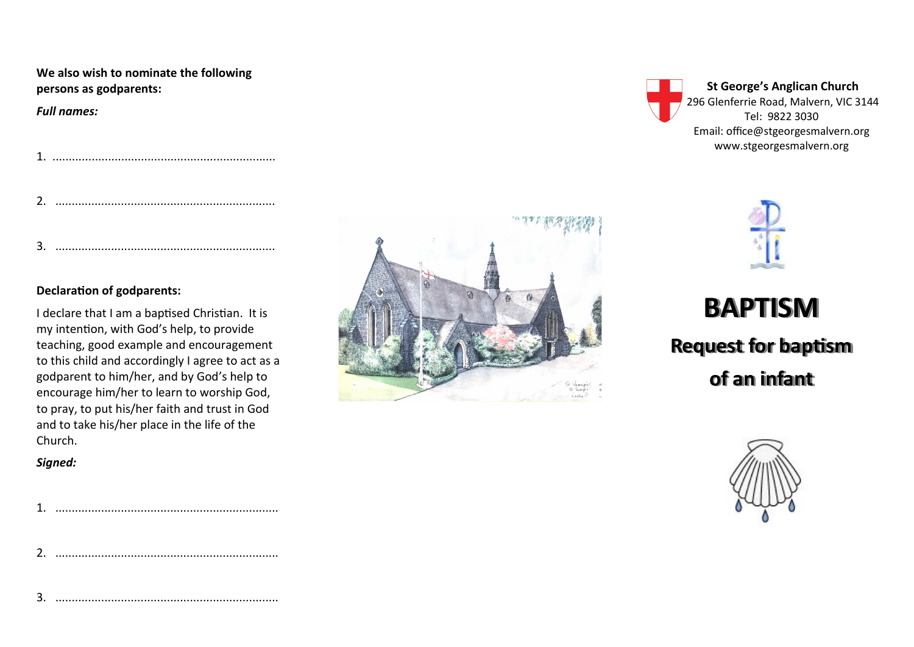**We also wish to nominate the following persons as godparents:**

***Full names:***

1. ....................................................................

2. ....................................................................

3. ....................................................................

**Declaration of godparents:**

I declare that I am a baptised Christian. It is my intention, with God's help, to provide teaching, good example and encouragement to this child and accordingly I agree to act as a godparent to him/her, and by God's help to encourage him/her to learn to worship God, to pray, to put his/her faith and trust in God and to take his/her place in the life of the Church.

***Signed:***

1. ....................................................................

2. ....................................................................

3. ....................................................................

**St George's Anglican Church**
296 Glenferrie Road, Malvern, VIC 3144
Tel: 9822 3030
Email: office@stgeorgesmalvern.org
www.stgeorgesmalvern.org

# BAPTISM

## Request for baptism of an infant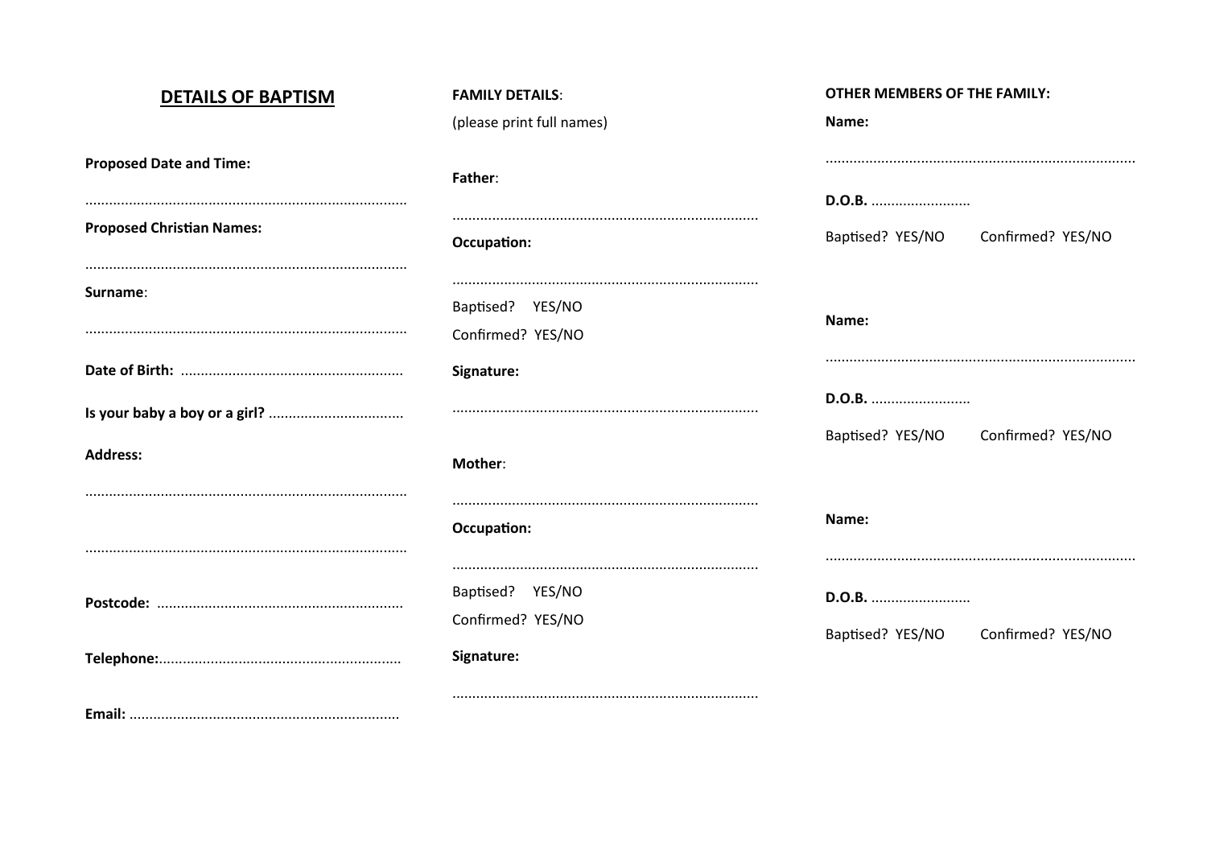## DETAILS OF BAPTISM

**Proposed Date and Time:**

................................................................................

**Proposed Christian Names:**

................................................................................

**Surname**:

................................................................................

**Date of Birth:** ........................................................

**Is your baby a boy or a girl?** ..................................

**Address:**

................................................................................

................................................................................

**Postcode:** ..............................................................

**Telephone:**.............................................................

**Email:** ....................................................................

**FAMILY DETAILS**:

(please print full names)

**Father**:

............................................................................

**Occupation:**

............................................................................

Baptised? YES/NO

Confirmed? YES/NO

**Signature:**

............................................................................

**Mother**:

............................................................................

**Occupation:**

............................................................................

Baptised? YES/NO

Confirmed? YES/NO

**Signature:**

............................................................................

**OTHER MEMBERS OF THE FAMILY:**

**Name:**

............................................................................

**D.O.B.** .........................

Baptised? YES/NO Confirmed? YES/NO

**Name:**

............................................................................

**D.O.B.** .........................

Baptised? YES/NO Confirmed? YES/NO

**Name:**

............................................................................

**D.O.B.** .........................

Baptised? YES/NO Confirmed? YES/NO